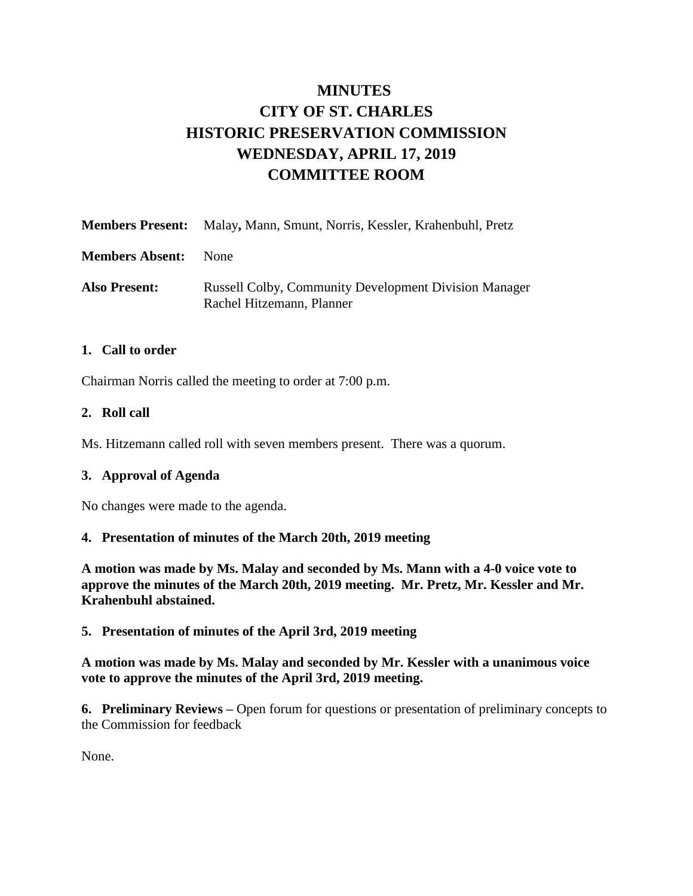# MINUTES
# CITY OF ST. CHARLES
# HISTORIC PRESERVATION COMMISSION
# WEDNESDAY, APRIL 17, 2019
# COMMITTEE ROOM

**Members Present:** Malay**,** Mann, Smunt, Norris, Kessler, Krahenbuhl, Pretz

**Members Absent:** None

**Also Present:** Russell Colby, Community Development Division Manager
Rachel Hitzemann, Planner

**1. Call to order**

Chairman Norris called the meeting to order at 7:00 p.m.

**2. Roll call**

Ms. Hitzemann called roll with seven members present. There was a quorum.

**3. Approval of Agenda**

No changes were made to the agenda.

**4. Presentation of minutes of the March 20th, 2019 meeting**

**A motion was made by Ms. Malay and seconded by Ms. Mann with a 4-0 voice vote to approve the minutes of the March 20th, 2019 meeting. Mr. Pretz, Mr. Kessler and Mr. Krahenbuhl abstained.**

**5. Presentation of minutes of the April 3rd, 2019 meeting**

**A motion was made by Ms. Malay and seconded by Mr. Kessler with a unanimous voice vote to approve the minutes of the April 3rd, 2019 meeting.**

**6. Preliminary Reviews –** Open forum for questions or presentation of preliminary concepts to the Commission for feedback

None.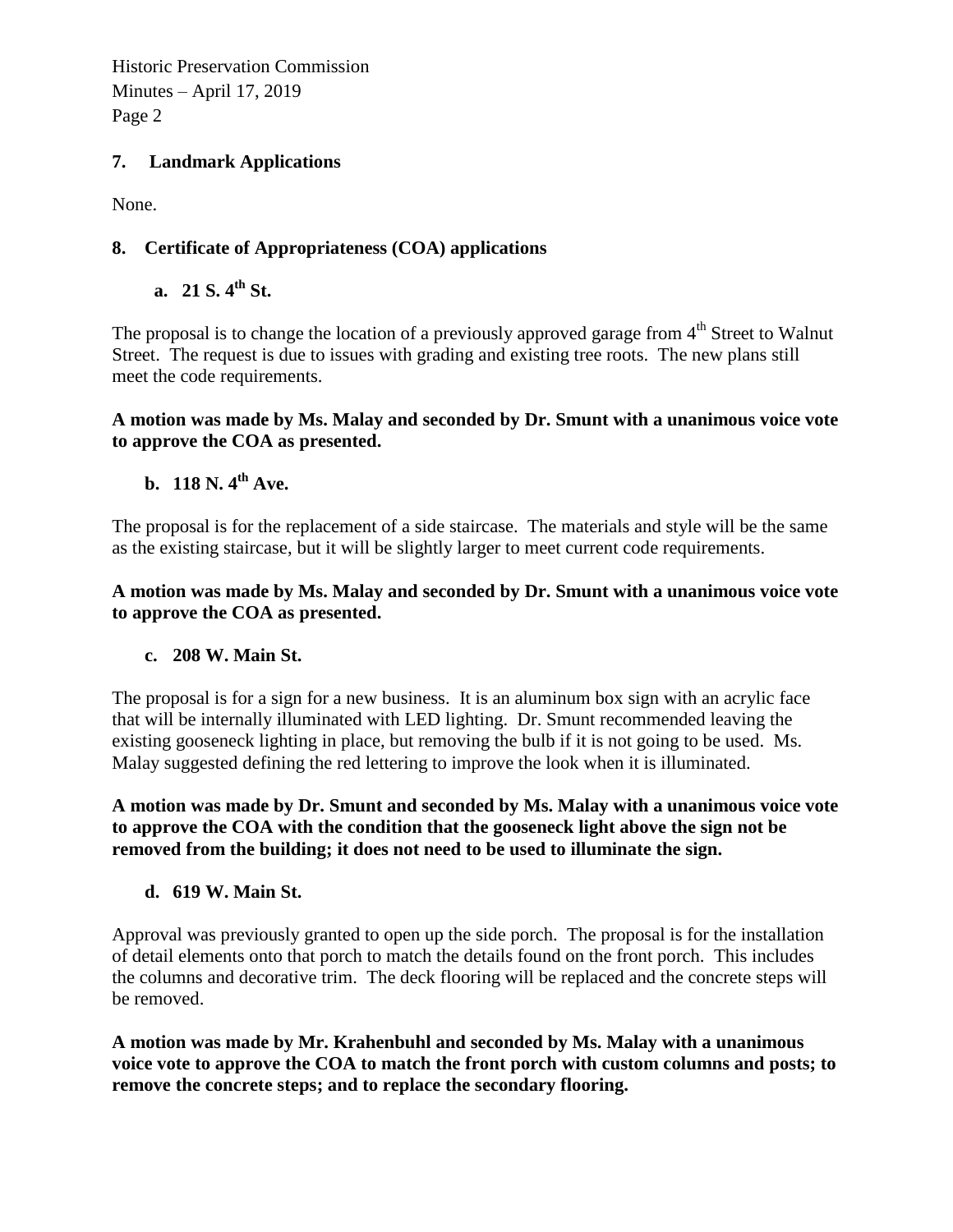## 7. Landmark Applications

None.

## 8. Certificate of Appropriateness (COA) applications

### a. 21 S. 4th St.

The proposal is to change the location of a previously approved garage from 4th Street to Walnut Street. The request is due to issues with grading and existing tree roots. The new plans still meet the code requirements.

**A motion was made by Ms. Malay and seconded by Dr. Smunt with a unanimous voice vote to approve the COA as presented.**

### b. 118 N. 4th Ave.

The proposal is for the replacement of a side staircase. The materials and style will be the same as the existing staircase, but it will be slightly larger to meet current code requirements.

**A motion was made by Ms. Malay and seconded by Dr. Smunt with a unanimous voice vote to approve the COA as presented.**

### c. 208 W. Main St.

The proposal is for a sign for a new business. It is an aluminum box sign with an acrylic face that will be internally illuminated with LED lighting. Dr. Smunt recommended leaving the existing gooseneck lighting in place, but removing the bulb if it is not going to be used. Ms. Malay suggested defining the red lettering to improve the look when it is illuminated.

**A motion was made by Dr. Smunt and seconded by Ms. Malay with a unanimous voice vote to approve the COA with the condition that the gooseneck light above the sign not be removed from the building; it does not need to be used to illuminate the sign.**

### d. 619 W. Main St.

Approval was previously granted to open up the side porch. The proposal is for the installation of detail elements onto that porch to match the details found on the front porch. This includes the columns and decorative trim. The deck flooring will be replaced and the concrete steps will be removed.

**A motion was made by Mr. Krahenbuhl and seconded by Ms. Malay with a unanimous voice vote to approve the COA to match the front porch with custom columns and posts; to remove the concrete steps; and to replace the secondary flooring.**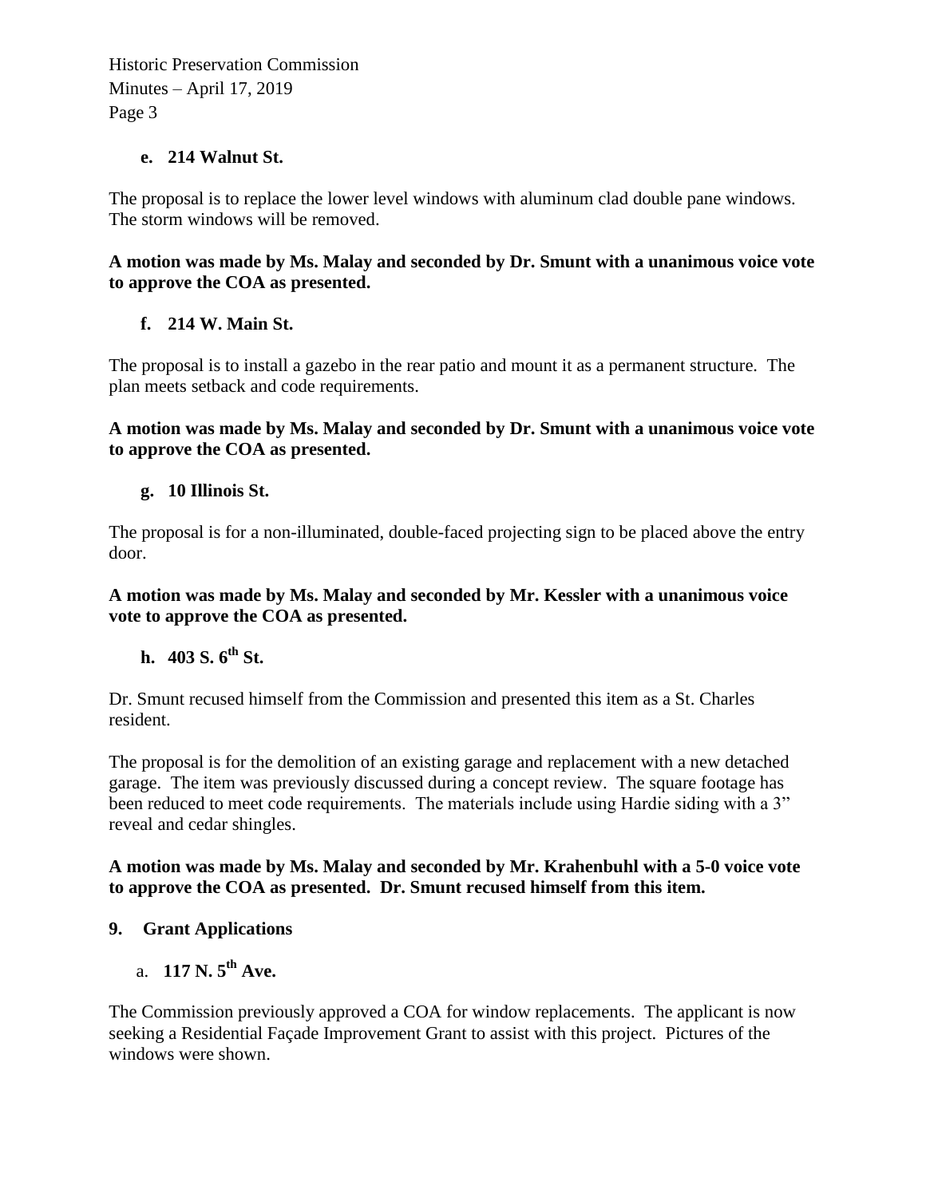**e. 214 Walnut St.**

The proposal is to replace the lower level windows with aluminum clad double pane windows. The storm windows will be removed.

**A motion was made by Ms. Malay and seconded by Dr. Smunt with a unanimous voice vote to approve the COA as presented.**

**f. 214 W. Main St.**

The proposal is to install a gazebo in the rear patio and mount it as a permanent structure. The plan meets setback and code requirements.

**A motion was made by Ms. Malay and seconded by Dr. Smunt with a unanimous voice vote to approve the COA as presented.**

**g. 10 Illinois St.**

The proposal is for a non-illuminated, double-faced projecting sign to be placed above the entry door.

**A motion was made by Ms. Malay and seconded by Mr. Kessler with a unanimous voice vote to approve the COA as presented.**

**h. 403 S. 6th St.**

Dr. Smunt recused himself from the Commission and presented this item as a St. Charles resident.

The proposal is for the demolition of an existing garage and replacement with a new detached garage. The item was previously discussed during a concept review. The square footage has been reduced to meet code requirements. The materials include using Hardie siding with a 3" reveal and cedar shingles.

**A motion was made by Ms. Malay and seconded by Mr. Krahenbuhl with a 5-0 voice vote to approve the COA as presented. Dr. Smunt recused himself from this item.**

**9. Grant Applications**

a. **117 N. 5th Ave.**

The Commission previously approved a COA for window replacements. The applicant is now seeking a Residential Façade Improvement Grant to assist with this project. Pictures of the windows were shown.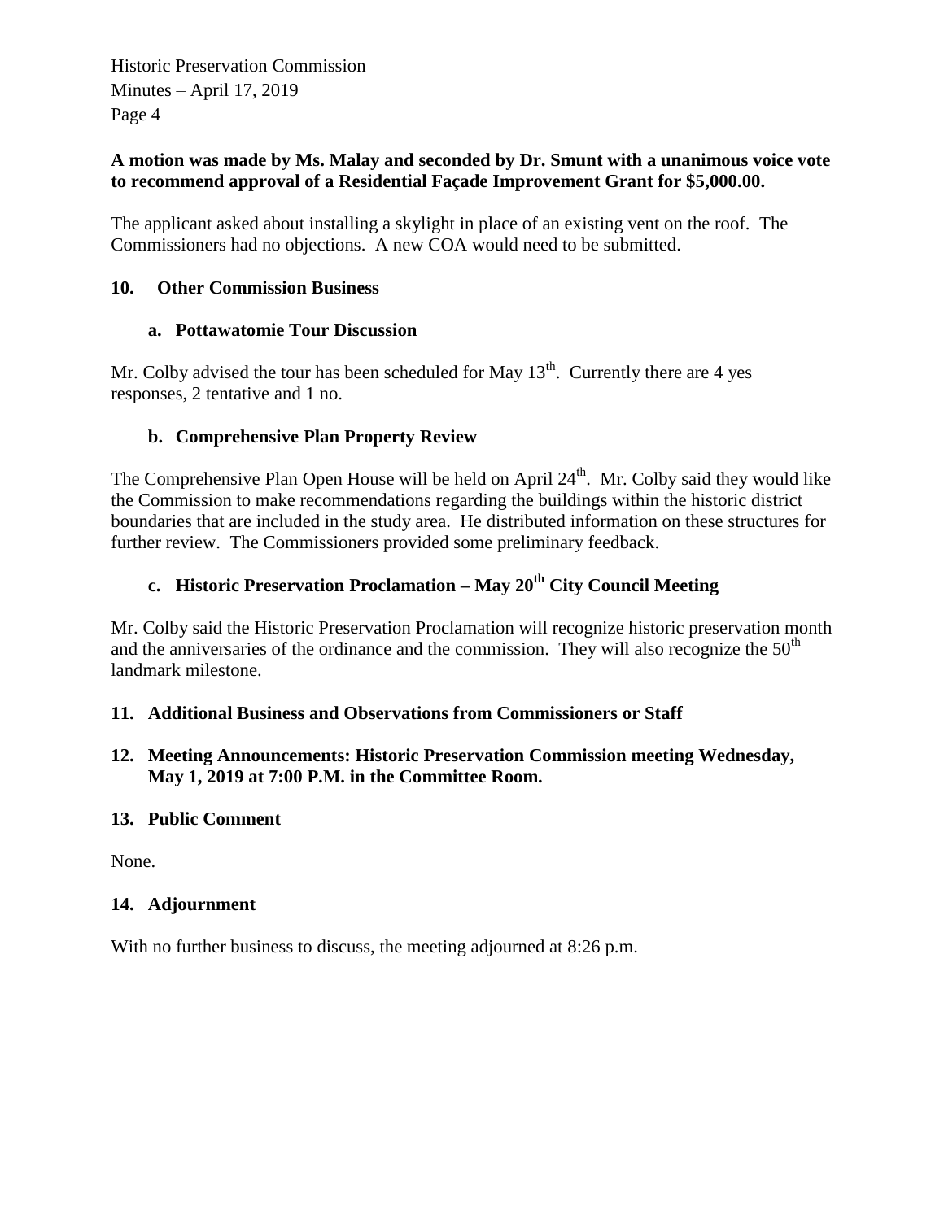**A motion was made by Ms. Malay and seconded by Dr. Smunt with a unanimous voice vote to recommend approval of a Residential Façade Improvement Grant for $5,000.00.**

The applicant asked about installing a skylight in place of an existing vent on the roof. The Commissioners had no objections. A new COA would need to be submitted.

## 10. Other Commission Business

### a. Pottawatomie Tour Discussion

Mr. Colby advised the tour has been scheduled for May 13th. Currently there are 4 yes responses, 2 tentative and 1 no.

### b. Comprehensive Plan Property Review

The Comprehensive Plan Open House will be held on April 24th. Mr. Colby said they would like the Commission to make recommendations regarding the buildings within the historic district boundaries that are included in the study area. He distributed information on these structures for further review. The Commissioners provided some preliminary feedback.

### c. Historic Preservation Proclamation – May 20th City Council Meeting

Mr. Colby said the Historic Preservation Proclamation will recognize historic preservation month and the anniversaries of the ordinance and the commission. They will also recognize the 50th landmark milestone.

## 11. Additional Business and Observations from Commissioners or Staff

## 12. Meeting Announcements: Historic Preservation Commission meeting Wednesday, May 1, 2019 at 7:00 P.M. in the Committee Room.

## 13. Public Comment

None.

## 14. Adjournment

With no further business to discuss, the meeting adjourned at 8:26 p.m.